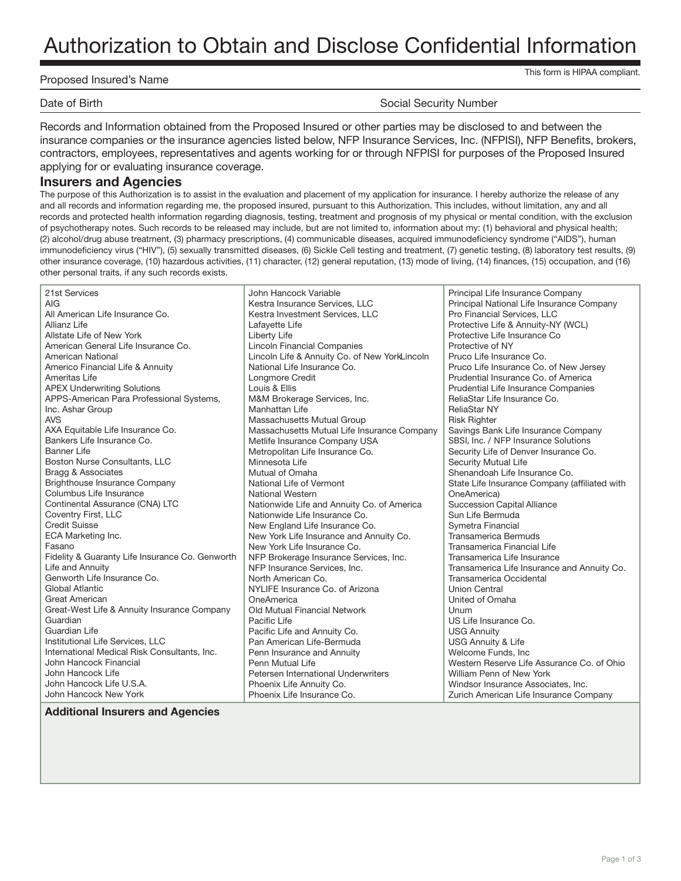# Authorization to Obtain and Disclose Confidential Information

This form is HIPAA compliant.

Proposed Insured's Name

Date of Birth | Social Security Number

Records and Information obtained from the Proposed Insured or other parties may be disclosed to and between the insurance companies or the insurance agencies listed below, NFP Insurance Services, Inc. (NFPISI), NFP Benefits, brokers, contractors, employees, representatives and agents working for or through NFPISI for purposes of the Proposed Insured applying for or evaluating insurance coverage.

## Insurers and Agencies

The purpose of this Authorization is to assist in the evaluation and placement of my application for insurance. I hereby authorize the release of any and all records and information regarding me, the proposed insured, pursuant to this Authorization. This includes, without limitation, any and all records and protected health information regarding diagnosis, testing, treatment and prognosis of my physical or mental condition, with the exclusion of psychotherapy notes. Such records to be released may include, but are not limited to, information about my: (1) behavioral and physical health; (2) alcohol/drug abuse treatment, (3) pharmacy prescriptions, (4) communicable diseases, acquired immunodeficiency syndrome ("AIDS"), human immunodeficiency virus ("HIV"), (5) sexually transmitted diseases, (6) Sickle Cell testing and treatment, (7) genetic testing, (8) laboratory test results, (9) other insurance coverage, (10) hazardous activities, (11) character, (12) general reputation, (13) mode of living, (14) finances, (15) occupation, and (16) other personal traits, if any such records exists.

21st Services
AIG
All American Life Insurance Co.
Allianz Life
Allstate Life of New York
American General Life Insurance Co.
American National
Americo Financial Life & Annuity
Ameritas Life
APEX Underwriting Solutions
APPS-American Para Professional Systems, Inc. Ashar Group
AVS
AXA Equitable Life Insurance Co.
Bankers Life Insurance Co.
Banner Life
Boston Nurse Consultants, LLC
Bragg & Associates
Brighthouse Insurance Company
Columbus Life Insurance
Continental Assurance (CNA) LTC
Coventry First, LLC
Credit Suisse
ECA Marketing Inc.
Fasano
Fidelity & Guaranty Life Insurance Co. Genworth Life and Annuity
Genworth Life Insurance Co.
Global Atlantic
Great American
Great-West Life & Annuity Insurance Company
Guardian
Guardian Life
Institutional Life Services, LLC
International Medical Risk Consultants, Inc.
John Hancock Financial
John Hancock Life
John Hancock Life U.S.A.
John Hancock New York
John Hancock Variable
Kestra Insurance Services, LLC
Kestra Investment Services, LLC
Lafayette Life
Liberty Life
Lincoln Financial Companies
Lincoln Life & Annuity Co. of New YorkLincoln National Life Insurance Co.
Longmore Credit
Louis & Ellis
M&M Brokerage Services, Inc.
Manhattan Life
Massachusetts Mutual Group
Massachusetts Mutual Life Insurance Company
Metlife Insurance Company USA
Metropolitan Life Insurance Co.
Minnesota Life
Mutual of Omaha
National Life of Vermont
National Western
Nationwide Life and Annuity Co. of America
Nationwide Life Insurance Co.
New England Life Insurance Co.
New York Life Insurance and Annuity Co.
New York Life Insurance Co.
NFP Brokerage Insurance Services, Inc.
NFP Insurance Services, Inc.
North American Co.
NYLIFE Insurance Co. of Arizona
OneAmerica
Old Mutual Financial Network
Pacific Life
Pacific Life and Annuity Co.
Pan American Life-Bermuda
Penn Insurance and Annuity
Penn Mutual Life
Petersen International Underwriters
Phoenix Life Annuity Co.
Phoenix Life Insurance Co.
Principal Life Insurance Company
Principal National Life Insurance Company
Pro Financial Services, LLC
Protective Life & Annuity-NY (WCL)
Protective Life Insurance Co
Protective of NY
Pruco Life Insurance Co.
Pruco Life Insurance Co. of New Jersey
Prudential Insurance Co. of America
Prudential Life Insurance Companies
ReliaStar Life Insurance Co.
ReliaStar NY
Risk Righter
Savings Bank Life Insurance Company
SBSI, Inc. / NFP Insurance Solutions
Security Life of Denver Insurance Co.
Security Mutual Life
Shenandoah Life Insurance Co.
State Life Insurance Company (affiliated with OneAmerica)
Succession Capital Alliance
Sun Life Bermuda
Symetra Financial
Transamerica Bermuds
Transamerica Financial Life
Transamerica Life Insurance
Transamerica Life Insurance and Annuity Co.
Transamerica Occidental
Union Central
United of Omaha
Unum
US Life Insurance Co.
USG Annuity
USG Annuity & Life
Welcome Funds, Inc
Western Reserve Life Assurance Co. of Ohio
William Penn of New York
Windsor Insurance Associates, Inc.
Zurich American Life Insurance Company

**Additional Insurers and Agencies**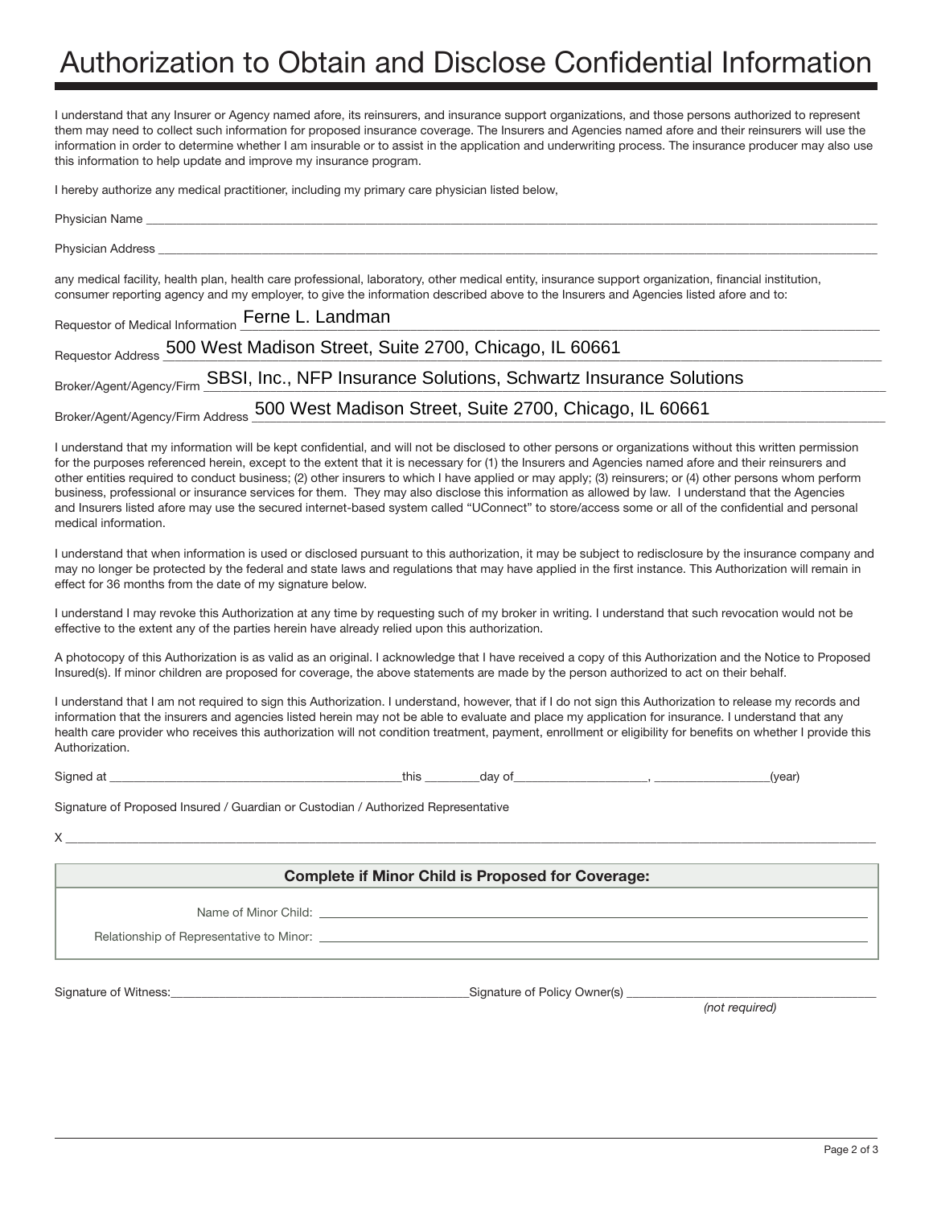# Authorization to Obtain and Disclose Confidential Information

I understand that any Insurer or Agency named afore, its reinsurers, and insurance support organizations, and those persons authorized to represent them may need to collect such information for proposed insurance coverage. The Insurers and Agencies named afore and their reinsurers will use the information in order to determine whether I am insurable or to assist in the application and underwriting process. The insurance producer may also use this information to help update and improve my insurance program.

I hereby authorize any medical practitioner, including my primary care physician listed below,

Physician Name ___________________________________________

Physician Address ___________________________________________

any medical facility, health plan, health care professional, laboratory, other medical entity, insurance support organization, financial institution, consumer reporting agency and my employer, to give the information described above to the Insurers and Agencies listed afore and to:

Requestor of Medical Information Ferne L. Landman

Requestor Address 500 West Madison Street, Suite 2700, Chicago, IL 60661

Broker/Agent/Agency/Firm SBSI, Inc., NFP Insurance Solutions, Schwartz Insurance Solutions

Broker/Agent/Agency/Firm Address 500 West Madison Street, Suite 2700, Chicago, IL 60661

I understand that my information will be kept confidential, and will not be disclosed to other persons or organizations without this written permission for the purposes referenced herein, except to the extent that it is necessary for (1) the Insurers and Agencies named afore and their reinsurers and other entities required to conduct business; (2) other insurers to which I have applied or may apply; (3) reinsurers; or (4) other persons whom perform business, professional or insurance services for them. They may also disclose this information as allowed by law. I understand that the Agencies and Insurers listed afore may use the secured internet-based system called "UConnect" to store/access some or all of the confidential and personal medical information.

I understand that when information is used or disclosed pursuant to this authorization, it may be subject to redisclosure by the insurance company and may no longer be protected by the federal and state laws and regulations that may have applied in the first instance. This Authorization will remain in effect for 36 months from the date of my signature below.

I understand I may revoke this Authorization at any time by requesting such of my broker in writing. I understand that such revocation would not be effective to the extent any of the parties herein have already relied upon this authorization.

A photocopy of this Authorization is as valid as an original. I acknowledge that I have received a copy of this Authorization and the Notice to Proposed Insured(s). If minor children are proposed for coverage, the above statements are made by the person authorized to act on their behalf.

I understand that I am not required to sign this Authorization. I understand, however, that if I do not sign this Authorization to release my records and information that the insurers and agencies listed herein may not be able to evaluate and place my application for insurance. I understand that any health care provider who receives this authorization will not condition treatment, payment, enrollment or eligibility for benefits on whether I provide this Authorization.

Signed at ______________________ this ________ day of ____________________, _________________(year)

Signature of Proposed Insured / Guardian or Custodian / Authorized Representative

X ___________________________________________

| Complete if Minor Child is Proposed for Coverage: |
|---|
| Name of Minor Child: ___________________________ |
| Relationship of Representative to Minor: ___________________________ |

Signature of Witness: ______________________ Signature of Policy Owner(s) ______________________
*(not required)*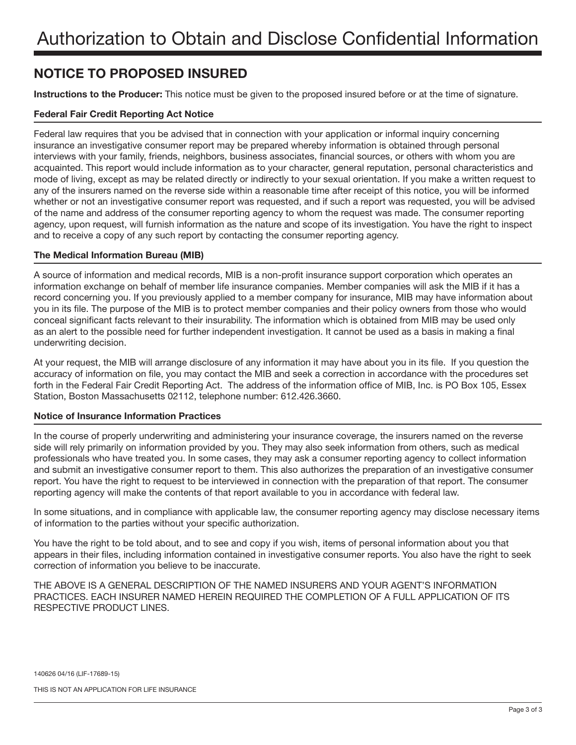# Authorization to Obtain and Disclose Confidential Information

## NOTICE TO PROPOSED INSURED

**Instructions to the Producer:** This notice must be given to the proposed insured before or at the time of signature.

### Federal Fair Credit Reporting Act Notice

Federal law requires that you be advised that in connection with your application or informal inquiry concerning insurance an investigative consumer report may be prepared whereby information is obtained through personal interviews with your family, friends, neighbors, business associates, financial sources, or others with whom you are acquainted. This report would include information as to your character, general reputation, personal characteristics and mode of living, except as may be related directly or indirectly to your sexual orientation. If you make a written request to any of the insurers named on the reverse side within a reasonable time after receipt of this notice, you will be informed whether or not an investigative consumer report was requested, and if such a report was requested, you will be advised of the name and address of the consumer reporting agency to whom the request was made. The consumer reporting agency, upon request, will furnish information as the nature and scope of its investigation. You have the right to inspect and to receive a copy of any such report by contacting the consumer reporting agency.

### The Medical Information Bureau (MIB)

A source of information and medical records, MIB is a non-profit insurance support corporation which operates an information exchange on behalf of member life insurance companies. Member companies will ask the MIB if it has a record concerning you. If you previously applied to a member company for insurance, MIB may have information about you in its file. The purpose of the MIB is to protect member companies and their policy owners from those who would conceal significant facts relevant to their insurability. The information which is obtained from MIB may be used only as an alert to the possible need for further independent investigation. It cannot be used as a basis in making a final underwriting decision.

At your request, the MIB will arrange disclosure of any information it may have about you in its file. If you question the accuracy of information on file, you may contact the MIB and seek a correction in accordance with the procedures set forth in the Federal Fair Credit Reporting Act. The address of the information office of MIB, Inc. is PO Box 105, Essex Station, Boston Massachusetts 02112, telephone number: 612.426.3660.

### Notice of Insurance Information Practices

In the course of properly underwriting and administering your insurance coverage, the insurers named on the reverse side will rely primarily on information provided by you. They may also seek information from others, such as medical professionals who have treated you. In some cases, they may ask a consumer reporting agency to collect information and submit an investigative consumer report to them. This also authorizes the preparation of an investigative consumer report. You have the right to request to be interviewed in connection with the preparation of that report. The consumer reporting agency will make the contents of that report available to you in accordance with federal law.

In some situations, and in compliance with applicable law, the consumer reporting agency may disclose necessary items of information to the parties without your specific authorization.

You have the right to be told about, and to see and copy if you wish, items of personal information about you that appears in their files, including information contained in investigative consumer reports. You also have the right to seek correction of information you believe to be inaccurate.

THE ABOVE IS A GENERAL DESCRIPTION OF THE NAMED INSURERS AND YOUR AGENT'S INFORMATION PRACTICES. EACH INSURER NAMED HEREIN REQUIRED THE COMPLETION OF A FULL APPLICATION OF ITS RESPECTIVE PRODUCT LINES.

140626 04/16 (LIF-17689-15)

THIS IS NOT AN APPLICATION FOR LIFE INSURANCE